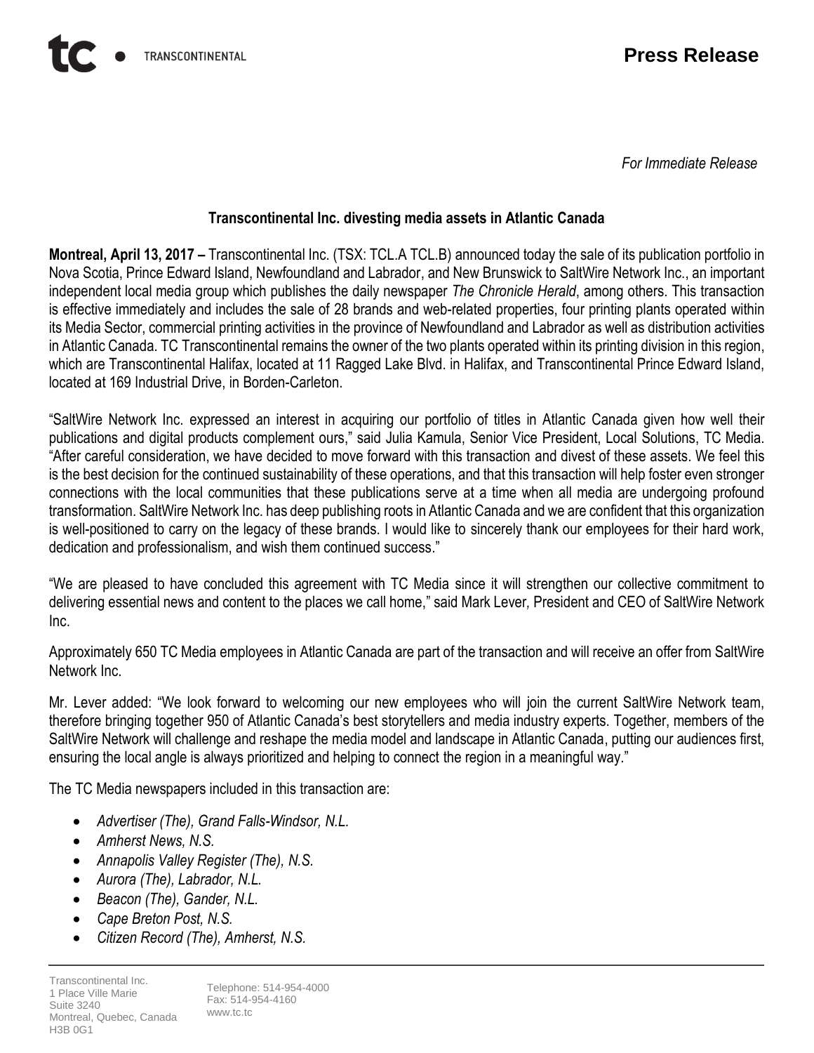**Press Release**

*For Immediate Release*

## Transcontinental Inc. divesting media assets in Atlantic Canada

**Montreal, April 13, 2017 –** Transcontinental Inc. (TSX: TCL.A TCL.B) announced today the sale of its publication portfolio in Nova Scotia, Prince Edward Island, Newfoundland and Labrador, and New Brunswick to SaltWire Network Inc., an important independent local media group which publishes the daily newspaper *The Chronicle Herald*, among others. This transaction is effective immediately and includes the sale of 28 brands and web-related properties, four printing plants operated within its Media Sector, commercial printing activities in the province of Newfoundland and Labrador as well as distribution activities in Atlantic Canada. TC Transcontinental remains the owner of the two plants operated within its printing division in this region, which are Transcontinental Halifax, located at 11 Ragged Lake Blvd. in Halifax, and Transcontinental Prince Edward Island, located at 169 Industrial Drive, in Borden-Carleton.

"SaltWire Network Inc. expressed an interest in acquiring our portfolio of titles in Atlantic Canada given how well their publications and digital products complement ours," said Julia Kamula, Senior Vice President, Local Solutions, TC Media. "After careful consideration, we have decided to move forward with this transaction and divest of these assets. We feel this is the best decision for the continued sustainability of these operations, and that this transaction will help foster even stronger connections with the local communities that these publications serve at a time when all media are undergoing profound transformation. SaltWire Network Inc. has deep publishing roots in Atlantic Canada and we are confident that this organization is well-positioned to carry on the legacy of these brands. I would like to sincerely thank our employees for their hard work, dedication and professionalism, and wish them continued success."

"We are pleased to have concluded this agreement with TC Media since it will strengthen our collective commitment to delivering essential news and content to the places we call home," said Mark Lever, President and CEO of SaltWire Network Inc.

Approximately 650 TC Media employees in Atlantic Canada are part of the transaction and will receive an offer from SaltWire Network Inc.

Mr. Lever added: "We look forward to welcoming our new employees who will join the current SaltWire Network team, therefore bringing together 950 of Atlantic Canada's best storytellers and media industry experts. Together, members of the SaltWire Network will challenge and reshape the media model and landscape in Atlantic Canada, putting our audiences first, ensuring the local angle is always prioritized and helping to connect the region in a meaningful way."

The TC Media newspapers included in this transaction are:

- *Advertiser (The), Grand Falls-Windsor, N.L.*
- *Amherst News, N.S.*
- *Annapolis Valley Register (The), N.S.*
- *Aurora (The), Labrador, N.L.*
- *Beacon (The), Gander, N.L.*
- *Cape Breton Post, N.S.*
- *Citizen Record (The), Amherst, N.S.*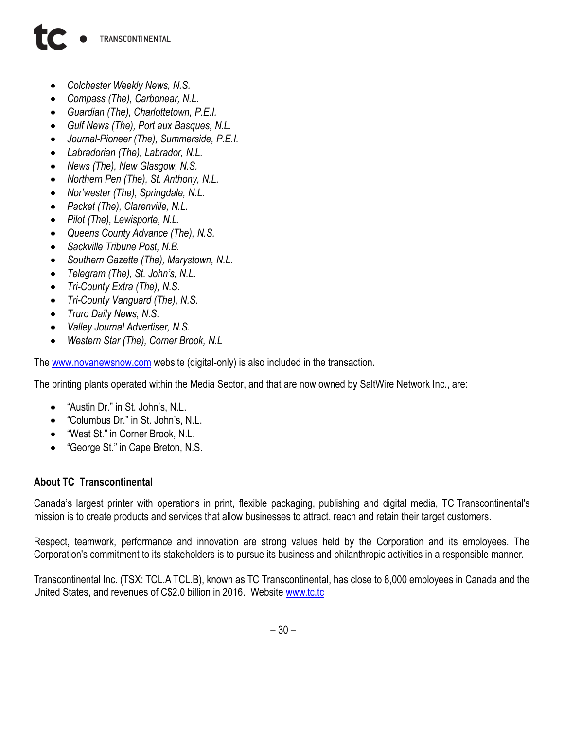- *Colchester Weekly News, N.S.*
- *Compass (The), Carbonear, N.L.*
- *Guardian (The), Charlottetown, P.E.I.*
- *Gulf News (The), Port aux Basques, N.L.*
- *Journal-Pioneer (The), Summerside, P.E.I.*
- *Labradorian (The), Labrador, N.L.*
- *News (The), New Glasgow, N.S.*
- *Northern Pen (The), St. Anthony, N.L.*
- *Nor'wester (The), Springdale, N.L.*
- *Packet (The), Clarenville, N.L.*
- *Pilot (The), Lewisporte, N.L.*
- *Queens County Advance (The), N.S.*
- *Sackville Tribune Post, N.B.*
- *Southern Gazette (The), Marystown, N.L.*
- *Telegram (The), St. John's, N.L.*
- *Tri-County Extra (The), N.S.*
- *Tri-County Vanguard (The), N.S.*
- *Truro Daily News, N.S.*
- *Valley Journal Advertiser, N.S.*
- *Western Star (The), Corner Brook, N.L*

The www.novanewsnow.com website (digital-only) is also included in the transaction.

The printing plants operated within the Media Sector, and that are now owned by SaltWire Network Inc., are:

- "Austin Dr." in St. John's, N.L.
- "Columbus Dr." in St. John's, N.L.
- "West St." in Corner Brook, N.L.
- "George St." in Cape Breton, N.S.

**About TC Transcontinental**

Canada's largest printer with operations in print, flexible packaging, publishing and digital media, TC Transcontinental's mission is to create products and services that allow businesses to attract, reach and retain their target customers.

Respect, teamwork, performance and innovation are strong values held by the Corporation and its employees. The Corporation's commitment to its stakeholders is to pursue its business and philanthropic activities in a responsible manner.

Transcontinental Inc. (TSX: TCL.A TCL.B), known as TC Transcontinental, has close to 8,000 employees in Canada and the United States, and revenues of C$2.0 billion in 2016. Website www.tc.tc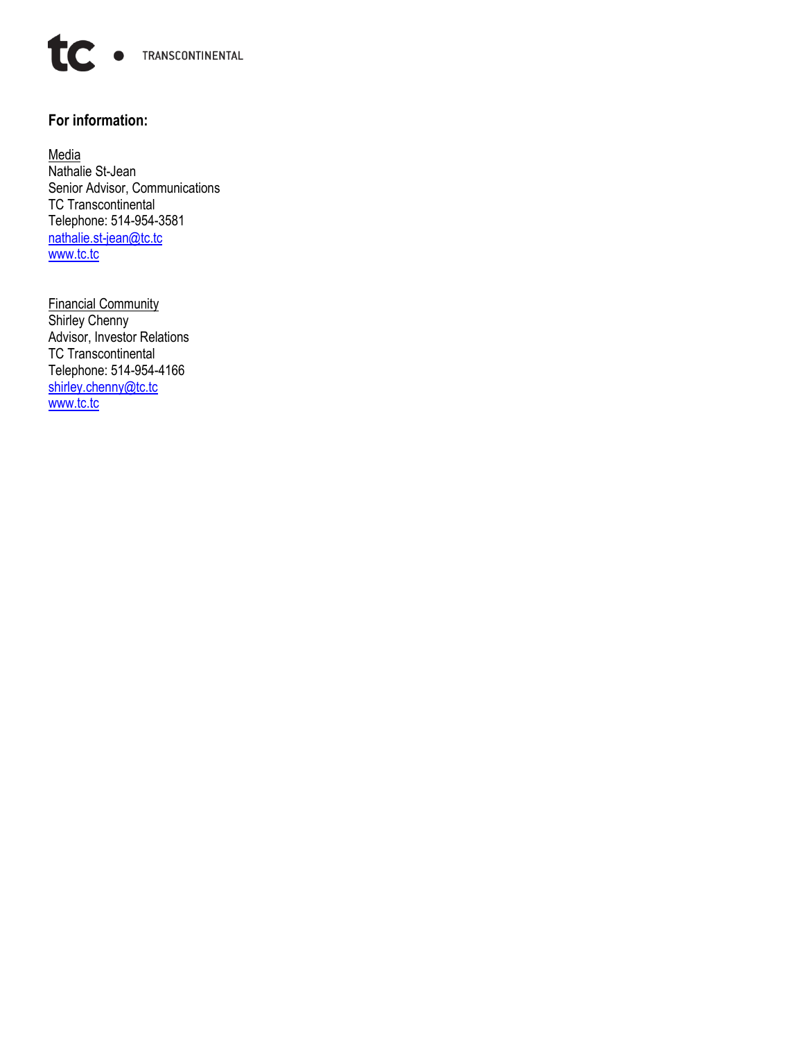**For information:**

Media
Nathalie St-Jean
Senior Advisor, Communications
TC Transcontinental
Telephone: 514-954-3581
nathalie.st-jean@tc.tc
www.tc.tc

Financial Community
Shirley Chenny
Advisor, Investor Relations
TC Transcontinental
Telephone: 514-954-4166
shirley.chenny@tc.tc
www.tc.tc